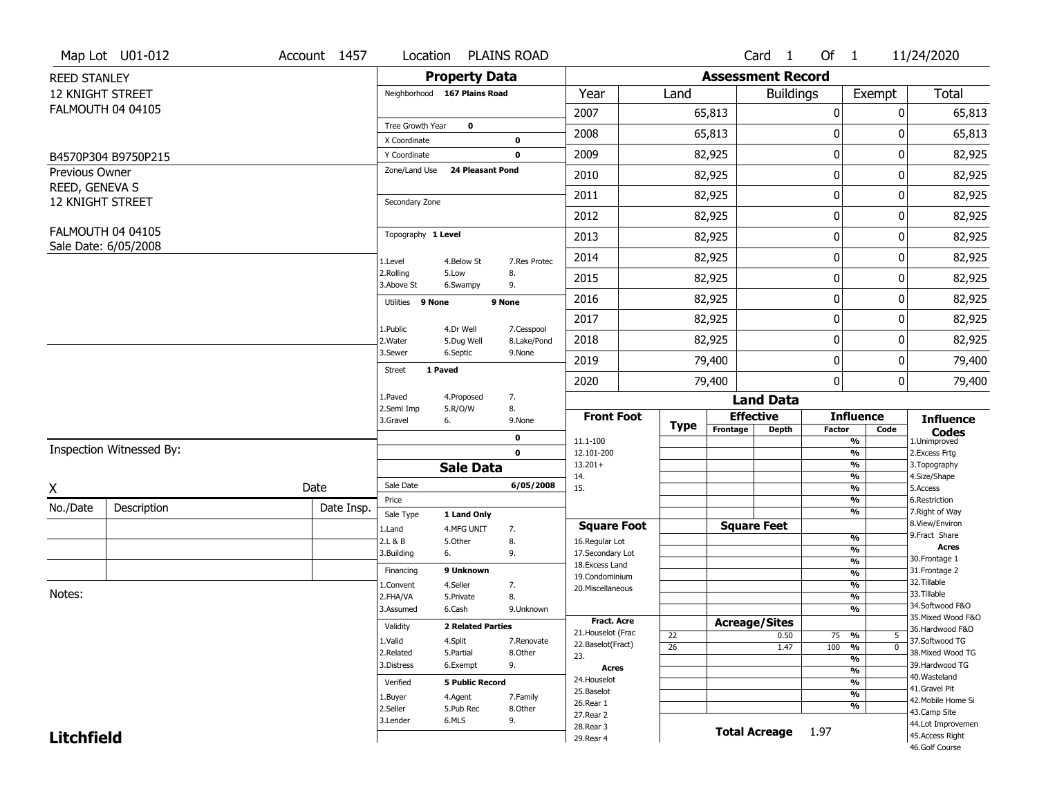Map Lot U01-012 | Account 1457 | Location PLAINS ROAD | Card 1 Of 1 | 11/24/2020

REED STANLEY
12 KNIGHT STREET
FALMOUTH 04 04105

B4570P304 B9750P215

Previous Owner
REED, GENEVA S
12 KNIGHT STREET

FALMOUTH 04 04105
Sale Date: 6/05/2008

## Property Data

Neighborhood **167 Plains Road**

Tree Growth Year **0**
X Coordinate **0**
Y Coordinate **0**
Zone/Land Use **24 Pleasant Pond**

Secondary Zone

Topography **1 Level**

1.Level 4.Below St 7.Res Protec
2.Rolling 5.Low 8.
3.Above St 6.Swampy 9.

Utilities **9 None** **9 None**

1.Public 4.Dr Well 7.Cesspool
2.Water 5.Dug Well 8.Lake/Pond
3.Sewer 6.Septic 9.None

Street **1 Paved**

1.Paved 4.Proposed 7.
2.Semi Imp 5.R/O/W 8.
3.Gravel 6. 9.None

**0**
**0**

## Sale Data

Sale Date **6/05/2008**
Price
Sale Type **1 Land Only**

1.Land 4.MFG UNIT 7.
2.L & B 5.Other 8.
3.Building 6. 9.

Financing **9 Unknown**

1.Convent 4.Seller 7.
2.FHA/VA 5.Private 8.
3.Assumed 6.Cash 9.Unknown

Validity **2 Related Parties**

1.Valid 4.Split 7.Renovate
2.Related 5.Partial 8.Other
3.Distress 6.Exempt 9.

Verified **5 Public Record**

1.Buyer 4.Agent 7.Family
2.Seller 5.Pub Rec 8.Other
3.Lender 6.MLS 9.

## Assessment Record

| Year | Land | Buildings | Exempt | Total |
|---|---|---|---|---|
| 2007 | 65,813 | 0 | 0 | 65,813 |
| 2008 | 65,813 | 0 | 0 | 65,813 |
| 2009 | 82,925 | 0 | 0 | 82,925 |
| 2010 | 82,925 | 0 | 0 | 82,925 |
| 2011 | 82,925 | 0 | 0 | 82,925 |
| 2012 | 82,925 | 0 | 0 | 82,925 |
| 2013 | 82,925 | 0 | 0 | 82,925 |
| 2014 | 82,925 | 0 | 0 | 82,925 |
| 2015 | 82,925 | 0 | 0 | 82,925 |
| 2016 | 82,925 | 0 | 0 | 82,925 |
| 2017 | 82,925 | 0 | 0 | 82,925 |
| 2018 | 82,925 | 0 | 0 | 82,925 |
| 2019 | 79,400 | 0 | 0 | 79,400 |
| 2020 | 79,400 | 0 | 0 | 79,400 |

## Land Data

| Front Foot | Type | Effective Frontage | Effective Depth | Influence Factor | Influence Code |
|---|---|---|---|---|---|
| 11.1-100 | | | | % | |
| 12.101-200 | | | | % | |
| 13.201+ | | | | % | |
| 14. | | | | % | |
| 15. | | | | % | |
| | | | | % | |
| | | | | % | |
| **Square Foot** | | **Square Feet** | | | |
| 16.Regular Lot | | | | % | |
| 17.Secondary Lot | | | | % | |
| 18.Excess Land | | | | % | |
| 19.Condominium | | | | % | |
| 20.Miscellaneous | | | | % | |
| | | | | % | |
| | | | | % | |
| **Fract. Acre** | | **Acreage/Sites** | | | |
| 21.Houselot (Frac | 22 | | 0.50 | 75 % | 5 |
| 22.Baselot(Fract) | 26 | | 1.47 | 100 % | 0 |
| 23. | | | | % | |
| **Acres** | | | | % | |
| 24.Houselot | | | | % | |
| 25.Baselot | | | | % | |
| 26.Rear 1 | | | | % | |
| 27.Rear 2 | | | | | |
| 28.Rear 3 | | | | | |
| 29.Rear 4 | | | | | |

**Total Acreage** 1.97

**Influence Codes**
1.Unimproved
2.Excess Frtg
3.Topography
4.Size/Shape
5.Access
6.Restriction
7.Right of Way
8.View/Environ
9.Fract Share
**Acres**
30.Frontage 1
31.Frontage 2
32.Tillable
33.Tillable
34.Softwood F&O
35.Mixed Wood F&O
36.Hardwood F&O
37.Softwood TG
38.Mixed Wood TG
39.Hardwood TG
40.Wasteland
41.Gravel Pit
42.Mobile Home Si
43.Camp Site
44.Lot Improvemen
45.Access Right
46.Golf Course

Inspection Witnessed By:

X Date

| No./Date | Description | Date Insp. |
|---|---|---|
| | | |
| | | |
| | | |

Notes:

**Litchfield**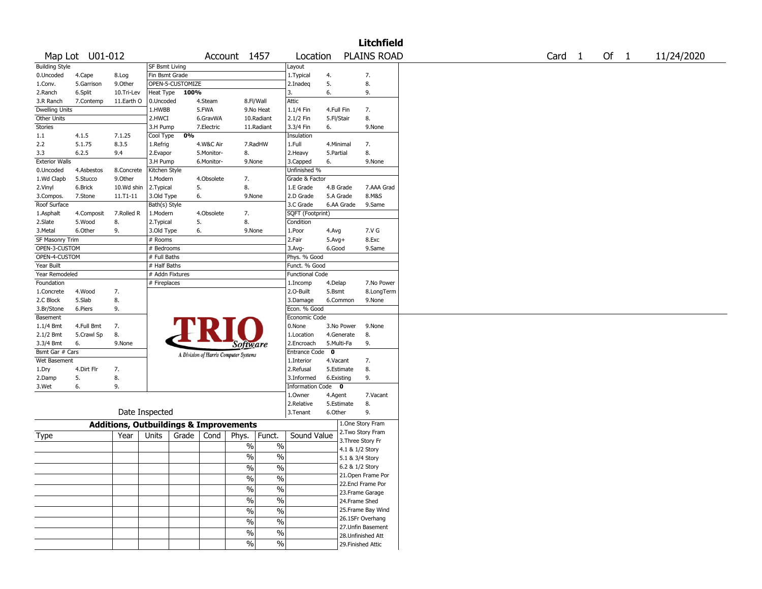# Litchfield

Map Lot U01-012 | Account 1457 | Location PLAINS ROAD | Card 1 Of 1 | 11/24/2020

| Building Style | | | SF Bsmt Living | | | Layout | | |
|---|---|---|---|---|---|---|---|---|
| 0.Uncoded | 4.Cape | 8.Log | Fin Bsmt Grade | | | 1.Typical | 4. | 7. |
| 1.Conv. | 5.Garrison | 9.Other | OPEN-5-CUSTOMIZE | | | 2.Inadeq | 5. | 8. |
| 2.Ranch | 6.Split | 10.Tri-Lev | Heat Type 100% | | | 3. | 6. | 9. |
| 3.R Ranch | 7.Contemp | 11.Earth O | 0.Uncoded | 4.Steam | 8.Fl/Wall | Attic | | |
| Dwelling Units | | | 1.HWBB | 5.FWA | 9.No Heat | 1.1/4 Fin | 4.Full Fin | 7. |
| Other Units | | | 2.HWCI | 6.GravWA | 10.Radiant | 2.1/2 Fin | 5.Fl/Stair | 8. |
| Stories | | | 3.H Pump | 7.Electric | 11.Radiant | 3.3/4 Fin | 6. | 9.None |
| 1.1 | 4.1.5 | 7.1.25 | Cool Type 0% | | | Insulation | | |
| 2.2 | 5.1.75 | 8.3.5 | 1.Refrig | 4.W&C Air | 7.RadHW | 1.Full | 4.Minimal | 7. |
| 3.3 | 6.2.5 | 9.4 | 2.Evapor | 5.Monitor- | 8. | 2.Heavy | 5.Partial | 8. |
| Exterior Walls | | | 3.H Pump | 6.Monitor- | 9.None | 3.Capped | 6. | 9.None |
| 0.Uncoded | 4.Asbestos | 8.Concrete | Kitchen Style | | | Unfinished % | | |
| 1.Wd Clapb | 5.Stucco | 9.Other | 1.Modern | 4.Obsolete | 7. | Grade & Factor | | |
| 2.Vinyl | 6.Brick | 10.Wd shin | 2.Typical | 5. | 8. | 1.E Grade | 4.B Grade | 7.AAA Grad |
| 3.Compos. | 7.Stone | 11.T1-11 | 3.Old Type | 6. | 9.None | 2.D Grade | 5.A Grade | 8.M&S |
| Roof Surface | | | Bath(s) Style | | | 3.C Grade | 6.AA Grade | 9.Same |
| 1.Asphalt | 4.Composit | 7.Rolled R | 1.Modern | 4.Obsolete | 7. | SQFT (Footprint) | | |
| 2.Slate | 5.Wood | 8. | 2.Typical | 5. | 8. | Condition | | |
| 3.Metal | 6.Other | 9. | 3.Old Type | 6. | 9.None | 1.Poor | 4.Avg | 7.V G |
| SF Masonry Trim | | | # Rooms | | | 2.Fair | 5.Avg+ | 8.Exc |
| OPEN-3-CUSTOM | | | # Bedrooms | | | 3.Avg- | 6.Good | 9.Same |
| OPEN-4-CUSTOM | | | # Full Baths | | | Phys. % Good | | |
| Year Built | | | # Half Baths | | | Funct. % Good | | |
| Year Remodeled | | | # Addn Fixtures | | | Functional Code | | |
| Foundation | | | # Fireplaces | | | 1.Incomp | 4.Delap | 7.No Power |
| 1.Concrete | 4.Wood | 7. | | | | 2.O-Built | 5.Bsmt | 8.LongTerm |
| 2.C Block | 5.Slab | 8. | | | | 3.Damage | 6.Common | 9.None |
| 3.Br/Stone | 6.Piers | 9. | | | | Econ. % Good | | |
| Basement | | | | | | Economic Code | | |
| 1.1/4 Bmt | 4.Full Bmt | 7. | | | | 0.None | 3.No Power | 9.None |
| 2.1/2 Bmt | 5.Crawl Sp | 8. | | | | 1.Location | 4.Generate | 8. |
| 3.3/4 Bmt | 6. | 9.None | | | | 2.Encroach | 5.Multi-Fa | 9. |
| Bsmt Gar # Cars | | | | | | Entrance Code 0 | | |
| Wet Basement | | | | | | 1.Interior | 4.Vacant | 7. |
| 1.Dry | 4.Dirt Flr | 7. | | | | 2.Refusal | 5.Estimate | 8. |
| 2.Damp | 5. | 8. | | | | 3.Informed | 6.Existing | 9. |
| 3.Wet | 6. | 9. | | | | Information Code 0 | | |
| | | | | | | 1.Owner | 4.Agent | 7.Vacant |
| | | | | | | 2.Relative | 5.Estimate | 8. |
| Date Inspected | | | | | | 3.Tenant | 6.Other | 9. |

TRIO Software — A Division of Harris Computer Systems

## Additions, Outbuildings & Improvements

| Type | Year | Units | Grade | Cond | Phys. | Funct. | Sound Value |
|---|---|---|---|---|---|---|---|
| | | | | | % | % | |
| | | | | | % | % | |
| | | | | | % | % | |
| | | | | | % | % | |
| | | | | | % | % | |
| | | | | | % | % | |
| | | | | | % | % | |
| | | | | | % | % | |
| | | | | | % | % | |
| | | | | | % | % | |

1.One Story Fram
2.Two Story Fram
3.Three Story Fr
4.1 & 1/2 Story
5.1 & 3/4 Story
6.2 & 1/2 Story
21.Open Frame Por
22.Encl Frame Por
23.Frame Garage
24.Frame Shed
25.Frame Bay Wind
26.1SFr Overhang
27.Unfin Basement
28.Unfinished Att
29.Finished Attic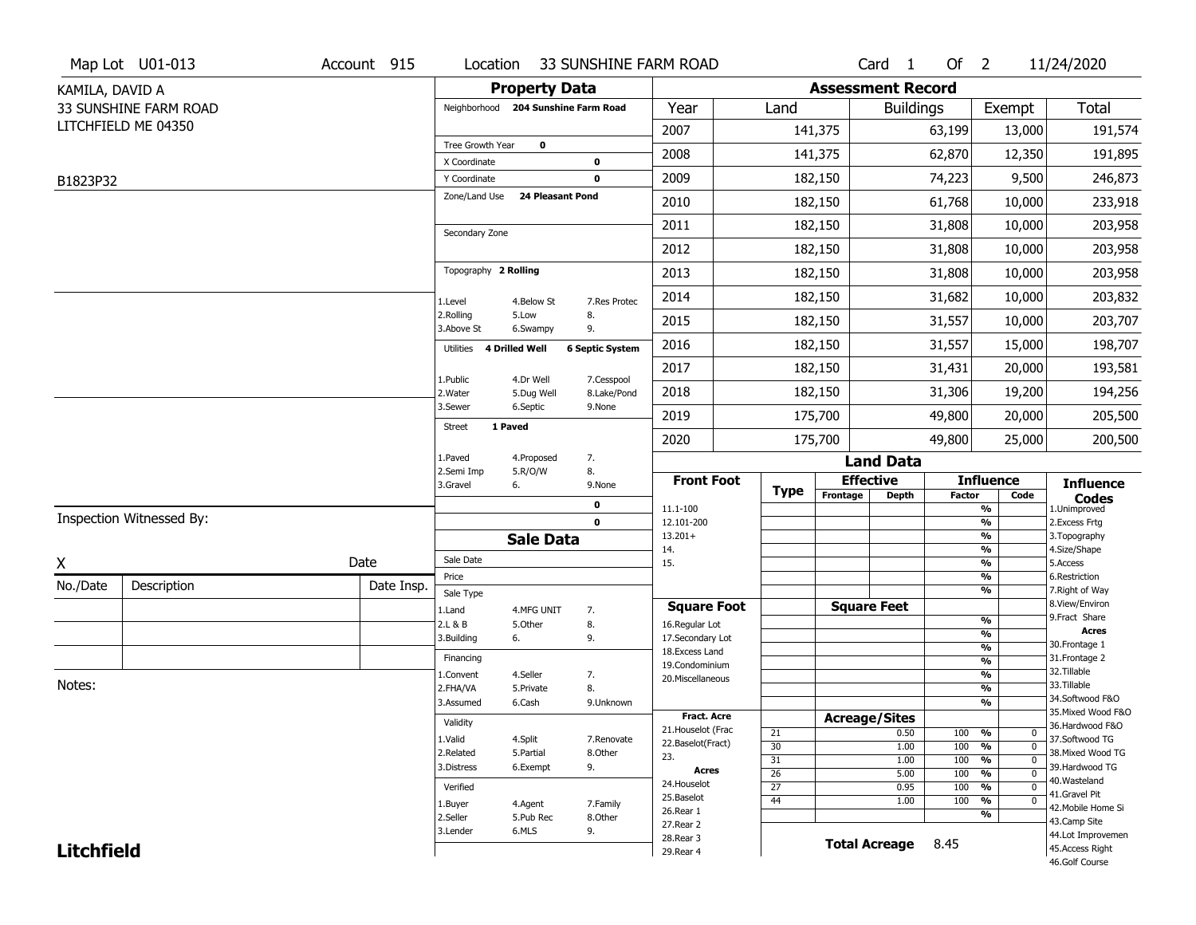Map Lot U01-013 | Account 915 | Location 33 SUNSHINE FARM ROAD | Card 1 Of 2 | 11/24/2020

KAMILA, DAVID A
33 SUNSHINE FARM ROAD
LITCHFIELD ME 04350

B1823P32

## Property Data

Neighborhood **204 Sunshine Farm Road**

Tree Growth Year **0**

X Coordinate **0**

Y Coordinate **0**

Zone/Land Use **24 Pleasant Pond**

Secondary Zone

Topography **2 Rolling**

| | | |
|---|---|---|
| 1.Level | 4.Below St | 7.Res Protec |
| 2.Rolling | 5.Low | 8. |
| 3.Above St | 6.Swampy | 9. |

Utilities **4 Drilled Well** **6 Septic System**

| | | |
|---|---|---|
| 1.Public | 4.Dr Well | 7.Cesspool |
| 2.Water | 5.Dug Well | 8.Lake/Pond |
| 3.Sewer | 6.Septic | 9.None |

Street **1 Paved**

| | | |
|---|---|---|
| 1.Paved | 4.Proposed | 7. |
| 2.Semi Imp | 5.R/O/W | 8. |
| 3.Gravel | 6. | 9.None |

0

0

## Sale Data

Sale Date

Price

Sale Type

| | | |
|---|---|---|
| 1.Land | 4.MFG UNIT | 7. |
| 2.L & B | 5.Other | 8. |
| 3.Building | 6. | 9. |

Financing

| | | |
|---|---|---|
| 1.Convent | 4.Seller | 7. |
| 2.FHA/VA | 5.Private | 8. |
| 3.Assumed | 6.Cash | 9.Unknown |

Validity

| | | |
|---|---|---|
| 1.Valid | 4.Split | 7.Renovate |
| 2.Related | 5.Partial | 8.Other |
| 3.Distress | 6.Exempt | 9. |

Verified

| | | |
|---|---|---|
| 1.Buyer | 4.Agent | 7.Family |
| 2.Seller | 5.Pub Rec | 8.Other |
| 3.Lender | 6.MLS | 9. |

## Assessment Record

| Year | Land | Buildings | Exempt | Total |
|---|---|---|---|---|
| 2007 | 141,375 | 63,199 | 13,000 | 191,574 |
| 2008 | 141,375 | 62,870 | 12,350 | 191,895 |
| 2009 | 182,150 | 74,223 | 9,500 | 246,873 |
| 2010 | 182,150 | 61,768 | 10,000 | 233,918 |
| 2011 | 182,150 | 31,808 | 10,000 | 203,958 |
| 2012 | 182,150 | 31,808 | 10,000 | 203,958 |
| 2013 | 182,150 | 31,808 | 10,000 | 203,958 |
| 2014 | 182,150 | 31,682 | 10,000 | 203,832 |
| 2015 | 182,150 | 31,557 | 10,000 | 203,707 |
| 2016 | 182,150 | 31,557 | 15,000 | 198,707 |
| 2017 | 182,150 | 31,431 | 20,000 | 193,581 |
| 2018 | 182,150 | 31,306 | 19,200 | 194,256 |
| 2019 | 175,700 | 49,800 | 20,000 | 205,500 |
| 2020 | 175,700 | 49,800 | 25,000 | 200,500 |

## Land Data

| Front Foot | Type | Effective Frontage | Effective Depth | Influence Factor | Influence Code |
|---|---|---|---|---|---|
| 11.1-100 | | | | % | |
| 12.101-200 | | | | % | |
| 13.201+ | | | | % | |
| 14. | | | | % | |
| 15. | | | | % | |
| | | | | % | |
| | | | | % | |

| Square Foot | Square Feet | | |
|---|---|---|---|
| 16.Regular Lot | | % | |
| 17.Secondary Lot | | % | |
| 18.Excess Land | | % | |
| 19.Condominium | | % | |
| 20.Miscellaneous | | % | |
| | | % | |
| | | % | |

| Fract. Acre / Acres | Type | Acreage/Sites | Factor | Code |
|---|---|---|---|---|
| 21.Houselot (Frac | 21 | 0.50 | 100 % | 0 |
| 22.Baselot(Fract) | 30 | 1.00 | 100 % | 0 |
| 23. | 31 | 1.00 | 100 % | 0 |
| 24.Houselot | 26 | 5.00 | 100 % | 0 |
| 25.Baselot | 27 | 0.95 | 100 % | 0 |
| 26.Rear 1 | 44 | 1.00 | 100 % | 0 |
| 27.Rear 2 | | | % | |
| 28.Rear 3 | | | | |
| 29.Rear 4 | | | | |

**Total Acreage** 8.45

### Influence Codes

1.Unimproved
2.Excess Frtg
3.Topography
4.Size/Shape
5.Access
6.Restriction
7.Right of Way
8.View/Environ
9.Fract Share

**Acres**

30.Frontage 1
31.Frontage 2
32.Tillable
33.Tillable
34.Softwood F&O
35.Mixed Wood F&O
36.Hardwood F&O
37.Softwood TG
38.Mixed Wood TG
39.Hardwood TG
40.Wasteland
41.Gravel Pit
42.Mobile Home Si
43.Camp Site
44.Lot Improvemen
45.Access Right
46.Golf Course

Inspection Witnessed By:

X ________________ Date

| No./Date | Description | Date Insp. |
|---|---|---|
| | | |
| | | |
| | | |

Notes:

**Litchfield**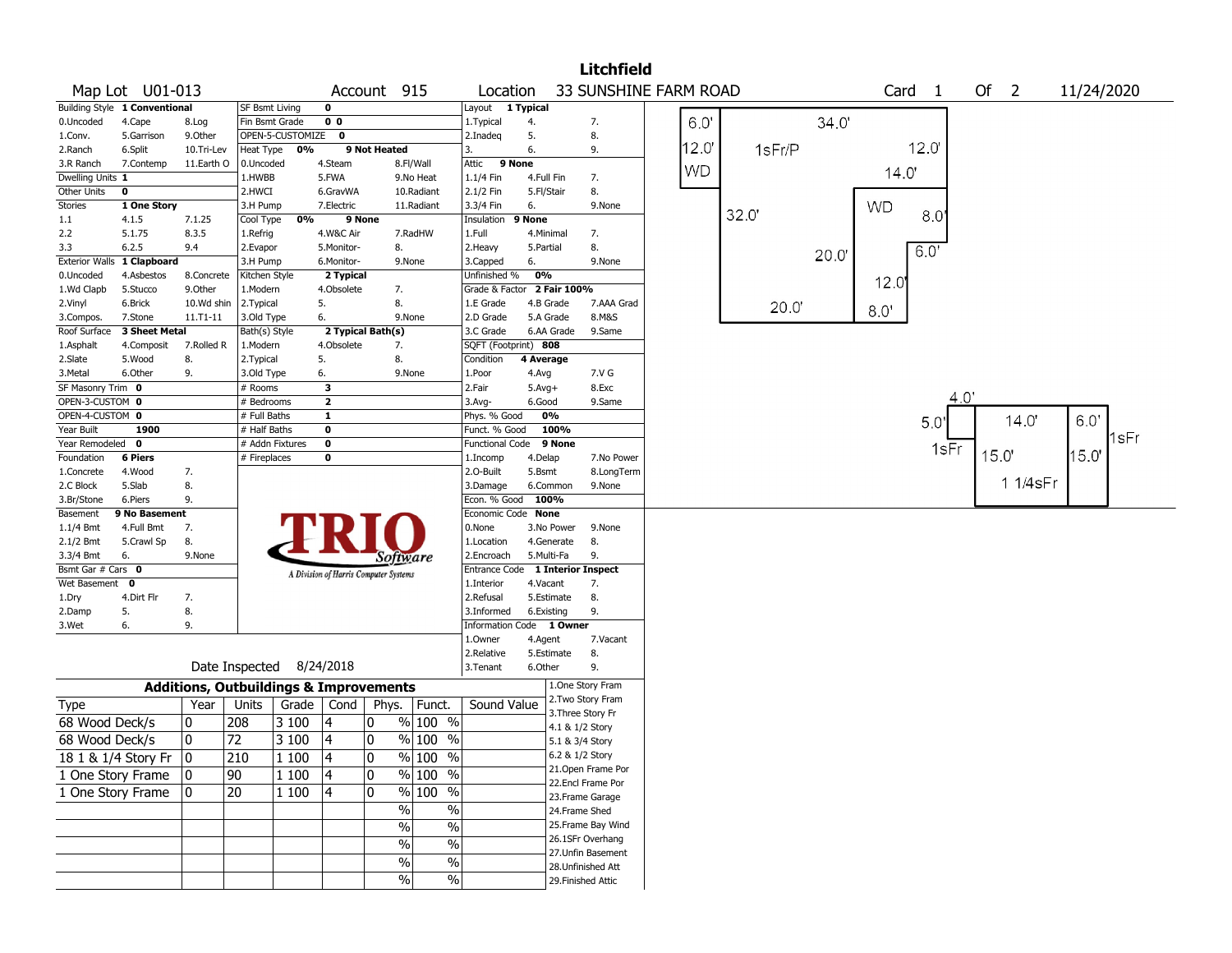# Litchfield

**Map Lot** U01-013 **Account** 915 **Location** 33 SUNSHINE FARM ROAD **Card** 1 **Of** 2 11/24/2020

| Building Style | 1 Conventional | | SF Bsmt Living | 0 | | | Layout | 1 Typical | |
|---|---|---|---|---|---|---|---|---|---|
| 0.Uncoded | 4.Cape | 8.Log | Fin Bsmt Grade | 0 0 | | | 1.Typical | 4. | 7. |
| 1.Conv. | 5.Garrison | 9.Other | OPEN-5-CUSTOMIZE | 0 | | | 2.Inadeq | 5. | 8. |
| 2.Ranch | 6.Split | 10.Tri-Lev | Heat Type | 0% | 9 Not Heated | | 3. | 6. | 9. |
| 3.R Ranch | 7.Contemp | 11.Earth O | 0.Uncoded | 4.Steam | 8.Fl/Wall | | Attic | 9 None | |
| Dwelling Units | 1 | | 1.HWBB | 5.FWA | 9.No Heat | | 1.1/4 Fin | 4.Full Fin | 7. |
| Other Units | 0 | | 2.HWCI | 6.GravWA | 10.Radiant | | 2.1/2 Fin | 5.Fl/Stair | 8. |
| Stories | 1 One Story | | 3.H Pump | 7.Electric | 11.Radiant | | 3.3/4 Fin | 6. | 9.None |
| 1.1 | 4.1.5 | 7.1.25 | Cool Type | 0% | 9 None | | Insulation | 9 None | |
| 2.2 | 5.1.75 | 8.3.5 | 1.Refrig | 4.W&C Air | 7.RadHW | | 1.Full | 4.Minimal | 7. |
| 3.3 | 6.2.5 | 9.4 | 2.Evapor | 5.Monitor- | 8. | | 2.Heavy | 5.Partial | 8. |
| Exterior Walls | 1 Clapboard | | 3.H Pump | 6.Monitor- | 9.None | | 3.Capped | 6. | 9.None |
| 0.Uncoded | 4.Asbestos | 8.Concrete | Kitchen Style | 2 Typical | | | Unfinished % | 0% | |
| 1.Wd Clapb | 5.Stucco | 9.Other | 1.Modern | 4.Obsolete | 7. | | Grade & Factor | 2 Fair 100% | |
| 2.Vinyl | 6.Brick | 10.Wd shin | 2.Typical | 5. | 8. | | 1.E Grade | 4.B Grade | 7.AAA Grad |
| 3.Compos. | 7.Stone | 11.T1-11 | 3.Old Type | 6. | 9.None | | 2.D Grade | 5.A Grade | 8.M&S |
| Roof Surface | 3 Sheet Metal | | Bath(s) Style | 2 Typical Bath(s) | | | 3.C Grade | 6.AA Grade | 9.Same |
| 1.Asphalt | 4.Composit | 7.Rolled R | 1.Modern | 4.Obsolete | 7. | | SQFT (Footprint) | 808 | |
| 2.Slate | 5.Wood | 8. | 2.Typical | 5. | 8. | | Condition | 4 Average | |
| 3.Metal | 6.Other | 9. | 3.Old Type | 6. | 9.None | | 1.Poor | 4.Avg | 7.V G |
| SF Masonry Trim | 0 | | # Rooms | 3 | | | 2.Fair | 5.Avg+ | 8.Exc |
| OPEN-3-CUSTOM | 0 | | # Bedrooms | 2 | | | 3.Avg- | 6.Good | 9.Same |
| OPEN-4-CUSTOM | 0 | | # Full Baths | 1 | | | Phys. % Good | 0% | |
| Year Built | 1900 | | # Half Baths | 0 | | | Funct. % Good | 100% | |
| Year Remodeled | 0 | | # Addn Fixtures | 0 | | | Functional Code | 9 None | |
| Foundation | 6 Piers | | # Fireplaces | 0 | | | 1.Incomp | 4.Delap | 7.No Power |
| 1.Concrete | 4.Wood | 7. | | | | | 2.O-Built | 5.Bsmt | 8.LongTerm |
| 2.C Block | 5.Slab | 8. | | | | | 3.Damage | 6.Common | 9.None |
| 3.Br/Stone | 6.Piers | 9. | | | | | Econ. % Good | 100% | |
| Basement | 9 No Basement | | | | | | Economic Code | None | |
| 1.1/4 Bmt | 4.Full Bmt | 7. | | | | | 0.None | 3.No Power | 9.None |
| 2.1/2 Bmt | 5.Crawl Sp | 8. | | | | | 1.Location | 4.Generate | 8. |
| 3.3/4 Bmt | 6. | 9.None | | | | | 2.Encroach | 5.Multi-Fa | 9. |
| Bsmt Gar # Cars | 0 | | | | | | Entrance Code | 1 Interior Inspect | |
| Wet Basement | 0 | | | | | | 1.Interior | 4.Vacant | 7. |
| 1.Dry | 4.Dirt Flr | 7. | | | | | 2.Refusal | 5.Estimate | 8. |
| 2.Damp | 5. | 8. | | | | | 3.Informed | 6.Existing | 9. |
| 3.Wet | 6. | 9. | | | | | Information Code | 1 Owner | |
| | | | | | | | 1.Owner | 4.Agent | 7.Vacant |
| | | | | | | | 2.Relative | 5.Estimate | 8. |
| | | | | | | | 3.Tenant | 6.Other | 9. |

TRIO Software — A Division of Harris Computer Systems

Date Inspected 8/24/2018

## Additions, Outbuildings & Improvements

| Type | Year | Units | Grade | Cond | Phys. | Funct. | Sound Value |
|---|---|---|---|---|---|---|---|
| 68 Wood Deck/s | 0 | 208 | 3 100 | 4 | 0 % | 100 % | |
| 68 Wood Deck/s | 0 | 72 | 3 100 | 4 | 0 % | 100 % | |
| 18 1 & 1/4 Story Fr | 0 | 210 | 1 100 | 4 | 0 % | 100 % | |
| 1 One Story Frame | 0 | 90 | 1 100 | 4 | 0 % | 100 % | |
| 1 One Story Frame | 0 | 20 | 1 100 | 4 | 0 % | 100 % | |
| | | | | | % | % | |
| | | | | | % | % | |
| | | | | | % | % | |
| | | | | | % | % | |
| | | | | | % | % | |

1.One Story Fram
2.Two Story Fram
3.Three Story Fr
4.1 & 1/2 Story
5.1 & 3/4 Story
6.2 & 1/2 Story
21.Open Frame Por
22.Encl Frame Por
23.Frame Garage
24.Frame Shed
25.Frame Bay Wind
26.1SFr Overhang
27.Unfin Basement
28.Unfinished Att
29.Finished Attic

Sketch labels: 6.0', 12.0', WD, 34.0', 1sFr/P, 12.0', 14.0', 32.0', WD, 8.0', 20.0', 6.0', 12.0', 20.0', 8.0', 4.0', 5.0', 14.0', 6.0', 1sFr, 15.0', 15.0', 1sFr, 1 1/4sFr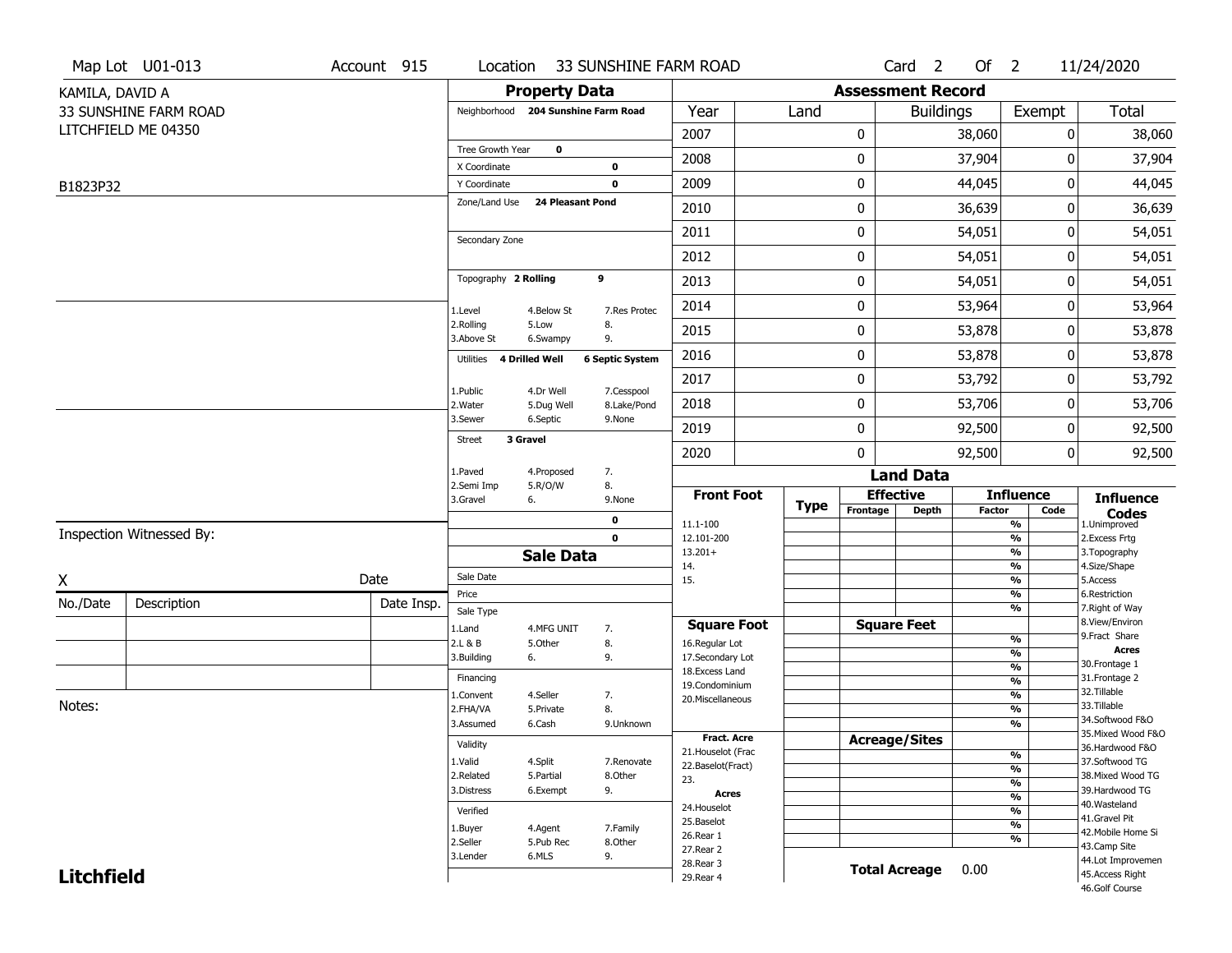Map Lot U01-013 | Account 915 | Location 33 SUNSHINE FARM ROAD | Card 2 Of 2 | 11/24/2020

KAMILA, DAVID A
33 SUNSHINE FARM ROAD
LITCHFIELD ME 04350

B1823P32

## Property Data

Neighborhood **204 Sunshine Farm Road**

Tree Growth Year **0**
X Coordinate **0**
Y Coordinate **0**
Zone/Land Use **24 Pleasant Pond**

Secondary Zone

Topography **2 Rolling** **9**

| | | |
|---|---|---|
| 1.Level | 4.Below St | 7.Res Protec |
| 2.Rolling | 5.Low | 8. |
| 3.Above St | 6.Swampy | 9. |

Utilities **4 Drilled Well** **6 Septic System**

| | | |
|---|---|---|
| 1.Public | 4.Dr Well | 7.Cesspool |
| 2.Water | 5.Dug Well | 8.Lake/Pond |
| 3.Sewer | 6.Septic | 9.None |

Street **3 Gravel**

| | | |
|---|---|---|
| 1.Paved | 4.Proposed | 7. |
| 2.Semi Imp | 5.R/O/W | 8. |
| 3.Gravel | 6. | 9.None |

**0**
**0**

## Assessment Record

| Year | Land | Buildings | Exempt | Total |
|---|---|---|---|---|
| 2007 | 0 | 38,060 | 0 | 38,060 |
| 2008 | 0 | 37,904 | 0 | 37,904 |
| 2009 | 0 | 44,045 | 0 | 44,045 |
| 2010 | 0 | 36,639 | 0 | 36,639 |
| 2011 | 0 | 54,051 | 0 | 54,051 |
| 2012 | 0 | 54,051 | 0 | 54,051 |
| 2013 | 0 | 54,051 | 0 | 54,051 |
| 2014 | 0 | 53,964 | 0 | 53,964 |
| 2015 | 0 | 53,878 | 0 | 53,878 |
| 2016 | 0 | 53,878 | 0 | 53,878 |
| 2017 | 0 | 53,792 | 0 | 53,792 |
| 2018 | 0 | 53,706 | 0 | 53,706 |
| 2019 | 0 | 92,500 | 0 | 92,500 |
| 2020 | 0 | 92,500 | 0 | 92,500 |

## Land Data

| Front Foot | Type | Effective Frontage | Effective Depth | Influence Factor | Influence Code |
|---|---|---|---|---|---|
| 11.1-100 | | | | % | |
| 12.101-200 | | | | % | |
| 13.201+ | | | | % | |
| 14. | | | | % | |
| 15. | | | | % | |
| | | | | % | |
| | | | | % | |

| Square Foot | Type | Square Feet | Influence Factor | Influence Code |
|---|---|---|---|---|
| 16.Regular Lot | | | % | |
| 17.Secondary Lot | | | % | |
| 18.Excess Land | | | % | |
| 19.Condominium | | | % | |
| 20.Miscellaneous | | | % | |
| | | | % | |
| | | | % | |

| Fract. Acre | Type | Acreage/Sites | Influence Factor | Influence Code |
|---|---|---|---|---|
| 21.Houselot (Frac | | | % | |
| 22.Baselot(Fract) | | | % | |
| 23. | | | % | |
| **Acres** | | | % | |
| 24.Houselot | | | % | |
| 25.Baselot | | | % | |
| 26.Rear 1 | | | % | |
| 27.Rear 2 | | | | |
| 28.Rear 3 | | | | |
| 29.Rear 4 | | | | |

**Total Acreage** 0.00

**Influence Codes**
1.Unimproved
2.Excess Frtg
3.Topography
4.Size/Shape
5.Access
6.Restriction
7.Right of Way
8.View/Environ
9.Fract Share

**Acres**
30.Frontage 1
31.Frontage 2
32.Tillable
33.Tillable
34.Softwood F&O
35.Mixed Wood F&O
36.Hardwood F&O
37.Softwood TG
38.Mixed Wood TG
39.Hardwood TG
40.Wasteland
41.Gravel Pit
42.Mobile Home Si
43.Camp Site
44.Lot Improvemen
45.Access Right
46.Golf Course

## Sale Data

Sale Date
Price
Sale Type

| | | |
|---|---|---|
| 1.Land | 4.MFG UNIT | 7. |
| 2.L & B | 5.Other | 8. |
| 3.Building | 6. | 9. |

Financing

| | | |
|---|---|---|
| 1.Convent | 4.Seller | 7. |
| 2.FHA/VA | 5.Private | 8. |
| 3.Assumed | 6.Cash | 9.Unknown |

Validity

| | | |
|---|---|---|
| 1.Valid | 4.Split | 7.Renovate |
| 2.Related | 5.Partial | 8.Other |
| 3.Distress | 6.Exempt | 9. |

Verified

| | | |
|---|---|---|
| 1.Buyer | 4.Agent | 7.Family |
| 2.Seller | 5.Pub Rec | 8.Other |
| 3.Lender | 6.MLS | 9. |

Inspection Witnessed By:

X Date

| No./Date | Description | Date Insp. |
|---|---|---|
| | | |
| | | |
| | | |

Notes:

**Litchfield**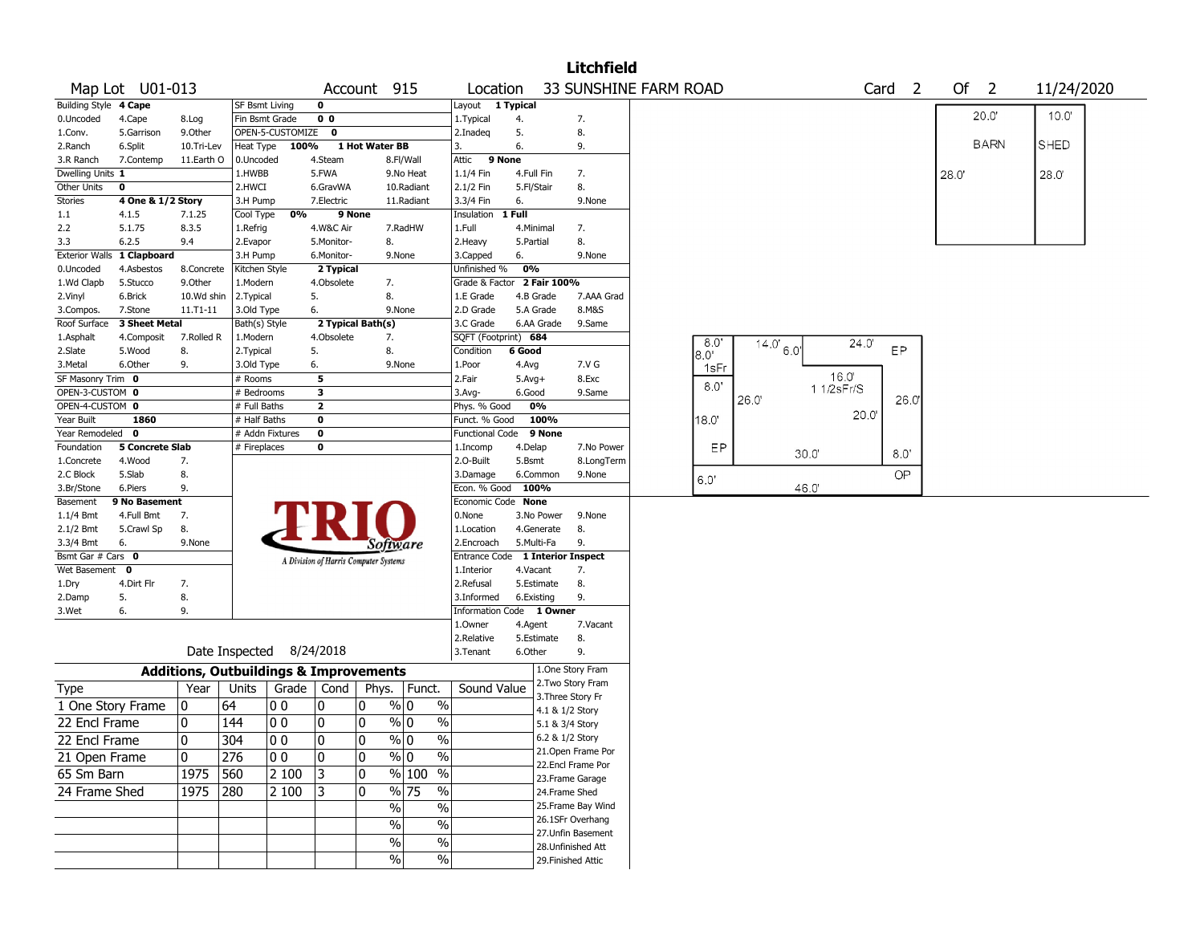# Litchfield

**Map Lot** U01-013 **Account** 915 **Location** 33 SUNSHINE FARM ROAD **Card** 2 **Of** 2 11/24/2020

| Building Style | 4 Cape | | SF Bsmt Living | 0 | | | Layout | 1 Typical | |
|---|---|---|---|---|---|---|---|---|---|
| 0.Uncoded | 4.Cape | 8.Log | Fin Bsmt Grade | 0 0 | | | 1.Typical | 4. | 7. |
| 1.Conv. | 5.Garrison | 9.Other | OPEN-5-CUSTOMIZE | 0 | | | 2.Inadeq | 5. | 8. |
| 2.Ranch | 6.Split | 10.Tri-Lev | Heat Type 100% | 1 Hot Water BB | | | 3. | 6. | 9. |
| 3.R Ranch | 7.Contemp | 11.Earth O | 0.Uncoded | 4.Steam | 8.Fl/Wall | | Attic | 9 None | |
| Dwelling Units | 1 | | 1.HWBB | 5.FWA | 9.No Heat | | 1.1/4 Fin | 4.Full Fin | 7. |
| Other Units | 0 | | 2.HWCI | 6.GravWA | 10.Radiant | | 2.1/2 Fin | 5.Fl/Stair | 8. |
| Stories | 4 One & 1/2 Story | | 3.H Pump | 7.Electric | 11.Radiant | | 3.3/4 Fin | 6. | 9.None |
| 1.1 | 4.1.5 | 7.1.25 | Cool Type 0% | 9 None | | | Insulation | 1 Full | |
| 2.2 | 5.1.75 | 8.3.5 | 1.Refrig | 4.W&C Air | 7.RadHW | | 1.Full | 4.Minimal | 7. |
| 3.3 | 6.2.5 | 9.4 | 2.Evapor | 5.Monitor- | 8. | | 2.Heavy | 5.Partial | 8. |
| Exterior Walls | 1 Clapboard | | 3.H Pump | 6.Monitor- | 9.None | | 3.Capped | 6. | 9.None |
| 0.Uncoded | 4.Asbestos | 8.Concrete | Kitchen Style | 2 Typical | | | Unfinished % | 0% | |
| 1.Wd Clapb | 5.Stucco | 9.Other | 1.Modern | 4.Obsolete | 7. | | Grade & Factor | 2 Fair 100% | |
| 2.Vinyl | 6.Brick | 10.Wd shin | 2.Typical | 5. | 8. | | 1.E Grade | 4.B Grade | 7.AAA Grad |
| 3.Compos. | 7.Stone | 11.T1-11 | 3.Old Type | 6. | 9.None | | 2.D Grade | 5.A Grade | 8.M&S |
| Roof Surface | 3 Sheet Metal | | Bath(s) Style | 2 Typical Bath(s) | | | 3.C Grade | 6.AA Grade | 9.Same |
| 1.Asphalt | 4.Composit | 7.Rolled R | 1.Modern | 4.Obsolete | 7. | | SQFT (Footprint) | 684 | |
| 2.Slate | 5.Wood | 8. | 2.Typical | 5. | 8. | | Condition | 6 Good | |
| 3.Metal | 6.Other | 9. | 3.Old Type | 6. | 9.None | | 1.Poor | 4.Avg | 7.V G |
| SF Masonry Trim | 0 | | # Rooms | 5 | | | 2.Fair | 5.Avg+ | 8.Exc |
| OPEN-3-CUSTOM | 0 | | # Bedrooms | 3 | | | 3.Avg- | 6.Good | 9.Same |
| OPEN-4-CUSTOM | 0 | | # Full Baths | 2 | | | Phys. % Good | 0% | |
| Year Built | 1860 | | # Half Baths | 0 | | | Funct. % Good | 100% | |
| Year Remodeled | 0 | | # Addn Fixtures | 0 | | | Functional Code | 9 None | |
| Foundation | 5 Concrete Slab | | # Fireplaces | 0 | | | 1.Incomp | 4.Delap | 7.No Power |
| 1.Concrete | 4.Wood | 7. | | | | | 2.O-Built | 5.Bsmt | 8.LongTerm |
| 2.C Block | 5.Slab | 8. | | | | | 3.Damage | 6.Common | 9.None |
| 3.Br/Stone | 6.Piers | 9. | | | | | Econ. % Good | 100% | |
| Basement | 9 No Basement | | | | | | Economic Code | None | |
| 1.1/4 Bmt | 4.Full Bmt | 7. | | | | | 0.None | 3.No Power | 9.None |
| 2.1/2 Bmt | 5.Crawl Sp | 8. | | | | | 1.Location | 4.Generate | 8. |
| 3.3/4 Bmt | 6. | 9.None | | | | | 2.Encroach | 5.Multi-Fa | 9. |
| Bsmt Gar # Cars | 0 | | | | | | Entrance Code | 1 Interior Inspect | |
| Wet Basement | 0 | | | | | | 1.Interior | 4.Vacant | 7. |
| 1.Dry | 4.Dirt Flr | 7. | | | | | 2.Refusal | 5.Estimate | 8. |
| 2.Damp | 5. | 8. | | | | | 3.Informed | 6.Existing | 9. |
| 3.Wet | 6. | 9. | | | | | Information Code | 1 Owner | |
| | | | | | | | 1.Owner | 4.Agent | 7.Vacant |
| | | | | | | | 2.Relative | 5.Estimate | 8. |
| | | | | | | | 3.Tenant | 6.Other | 9. |

Date Inspected 8/24/2018

## Additions, Outbuildings & Improvements

| Type | Year | Units | Grade | Cond | Phys. | Funct. | Sound Value |
|---|---|---|---|---|---|---|---|
| 1 One Story Frame | 0 | 64 | 0 0 | 0 | 0 % | 0 % | |
| 22 Encl Frame | 0 | 144 | 0 0 | 0 | 0 % | 0 % | |
| 22 Encl Frame | 0 | 304 | 0 0 | 0 | 0 % | 0 % | |
| 21 Open Frame | 0 | 276 | 0 0 | 0 | 0 % | 0 % | |
| 65 Sm Barn | 1975 | 560 | 2 100 | 3 | 0 % | 100 % | |
| 24 Frame Shed | 1975 | 280 | 2 100 | 3 | 0 % | 75 % | |
| | | | | | % | % | |
| | | | | | % | % | |
| | | | | | % | % | |
| | | | | | % | % | |

1.One Story Fram
2.Two Story Fram
3.Three Story Fr
4.1 & 1/2 Story
5.1 & 3/4 Story
6.2 & 1/2 Story
21.Open Frame Por
22.Encl Frame Por
23.Frame Garage
24.Frame Shed
25.Frame Bay Wind
26.1SFr Overhang
27.Unfin Basement
28.Unfinished Att
29.Finished Attic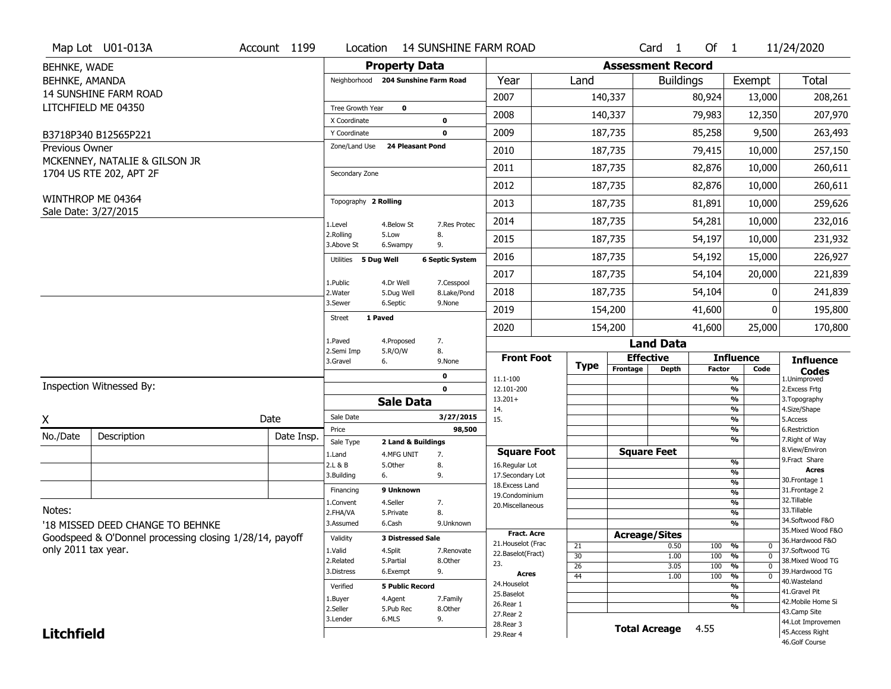Map Lot U01-013A | Account 1199 | Location 14 SUNSHINE FARM ROAD | Card 1 Of 1 | 11/24/2020

BEHNKE, WADE
BEHNKE, AMANDA
14 SUNSHINE FARM ROAD
LITCHFIELD ME 04350

B3718P340 B12565P221

Previous Owner
MCKENNEY, NATALIE & GILSON JR
1704 US RTE 202, APT 2F

WINTHROP ME 04364
Sale Date: 3/27/2015

## Property Data

Neighborhood **204 Sunshine Farm Road**

Tree Growth Year **0**
X Coordinate **0**
Y Coordinate **0**
Zone/Land Use **24 Pleasant Pond**

Secondary Zone

Topography **2 Rolling**

1.Level 4.Below St 7.Res Protec
2.Rolling 5.Low 8.
3.Above St 6.Swampy 9.

Utilities **5 Dug Well** **6 Septic System**

1.Public 4.Dr Well 7.Cesspool
2.Water 5.Dug Well 8.Lake/Pond
3.Sewer 6.Septic 9.None

Street **1 Paved**

1.Paved 4.Proposed 7.
2.Semi Imp 5.R/O/W 8.
3.Gravel 6. 9.None

**0**
**0**

## Sale Data

Sale Date **3/27/2015**
Price **98,500**
Sale Type **2 Land & Buildings**

1.Land 4.MFG UNIT 7.
2.L & B 5.Other 8.
3.Building 6. 9.

Financing **9 Unknown**

1.Convent 4.Seller 7.
2.FHA/VA 5.Private 8.
3.Assumed 6.Cash 9.Unknown

Validity **3 Distressed Sale**

1.Valid 4.Split 7.Renovate
2.Related 5.Partial 8.Other
3.Distress 6.Exempt 9.

Verified **5 Public Record**

1.Buyer 4.Agent 7.Family
2.Seller 5.Pub Rec 8.Other
3.Lender 6.MLS 9.

## Assessment Record

| Year | Land | Buildings | Exempt | Total |
|---|---|---|---|---|
| 2007 | 140,337 | 80,924 | 13,000 | 208,261 |
| 2008 | 140,337 | 79,983 | 12,350 | 207,970 |
| 2009 | 187,735 | 85,258 | 9,500 | 263,493 |
| 2010 | 187,735 | 79,415 | 10,000 | 257,150 |
| 2011 | 187,735 | 82,876 | 10,000 | 260,611 |
| 2012 | 187,735 | 82,876 | 10,000 | 260,611 |
| 2013 | 187,735 | 81,891 | 10,000 | 259,626 |
| 2014 | 187,735 | 54,281 | 10,000 | 232,016 |
| 2015 | 187,735 | 54,197 | 10,000 | 231,932 |
| 2016 | 187,735 | 54,192 | 15,000 | 226,927 |
| 2017 | 187,735 | 54,104 | 20,000 | 221,839 |
| 2018 | 187,735 | 54,104 | 0 | 241,839 |
| 2019 | 154,200 | 41,600 | 0 | 195,800 |
| 2020 | 154,200 | 41,600 | 25,000 | 170,800 |

## Land Data

Front Foot: 11.1-100, 12.101-200, 13.201+, 14., 15.

Square Foot: 16.Regular Lot, 17.Secondary Lot, 18.Excess Land, 19.Condominium, 20.Miscellaneous

Fract. Acre: 21.Houselot (Frac, 22.Baselot(Fract), 23.

Acres: 24.Houselot, 25.Baselot, 26.Rear 1, 27.Rear 2, 28.Rear 3, 29.Rear 4

### Acreage/Sites

| Type | Acreage/Sites | Influence Factor | Code |
|---|---|---|---|
| 21 | 0.50 | 100 % | 0 |
| 30 | 1.00 | 100 % | 0 |
| 26 | 3.05 | 100 % | 0 |
| 44 | 1.00 | 100 % | 0 |

**Total Acreage** 4.55

**Influence Codes**
1.Unimproved
2.Excess Frtg
3.Topography
4.Size/Shape
5.Access
6.Restriction
7.Right of Way
8.View/Environ
9.Fract Share

**Acres**
30.Frontage 1
31.Frontage 2
32.Tillable
33.Tillable
34.Softwood F&O
35.Mixed Wood F&O
36.Hardwood F&O
37.Softwood TG
38.Mixed Wood TG
39.Hardwood TG
40.Wasteland
41.Gravel Pit
42.Mobile Home Si
43.Camp Site
44.Lot Improvemen
45.Access Right
46.Golf Course

Inspection Witnessed By:

X Date

| No./Date | Description | Date Insp. |
|---|---|---|
| | | |
| | | |
| | | |

Notes:
'18 MISSED DEED CHANGE TO BEHNKE
Goodspeed & O'Donnel processing closing 1/28/14, payoff only 2011 tax year.

**Litchfield**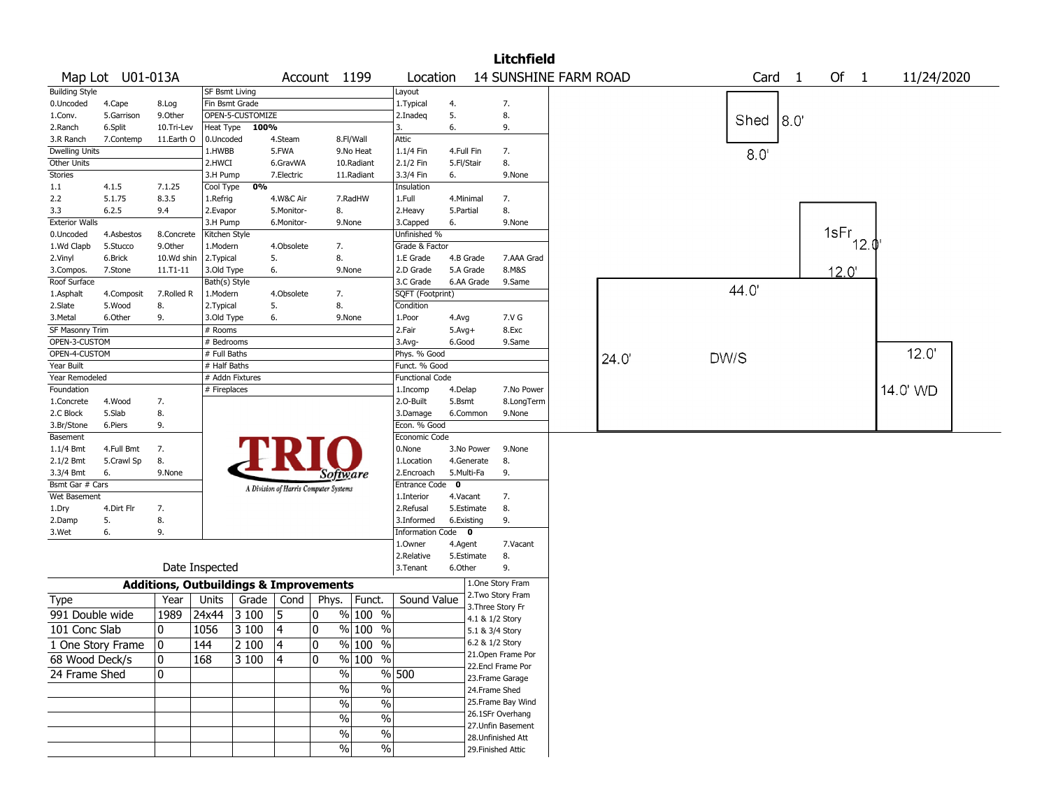# Litchfield

Map Lot U01-013A | Account 1199 | Location 14 SUNSHINE FARM ROAD | Card 1 Of 1 | 11/24/2020

| | | |
|---|---|---|
| **Building Style** | | |
| 0.Uncoded | 4.Cape | 8.Log |
| 1.Conv. | 5.Garrison | 9.Other |
| 2.Ranch | 6.Split | 10.Tri-Lev |
| 3.R Ranch | 7.Contemp | 11.Earth O |
| **Dwelling Units** | | |
| **Other Units** | | |
| **Stories** | | |
| 1.1 | 4.1.5 | 7.1.25 |
| 2.2 | 5.1.75 | 8.3.5 |
| 3.3 | 6.2.5 | 9.4 |
| **Exterior Walls** | | |
| 0.Uncoded | 4.Asbestos | 8.Concrete |
| 1.Wd Clapb | 5.Stucco | 9.Other |
| 2.Vinyl | 6.Brick | 10.Wd shin |
| 3.Compos. | 7.Stone | 11.T1-11 |
| **Roof Surface** | | |
| 1.Asphalt | 4.Composit | 7.Rolled R |
| 2.Slate | 5.Wood | 8. |
| 3.Metal | 6.Other | 9. |
| **SF Masonry Trim** | | |
| OPEN-3-CUSTOM | | |
| OPEN-4-CUSTOM | | |
| **Year Built** | | |
| **Year Remodeled** | | |
| **Foundation** | | |
| 1.Concrete | 4.Wood | 7. |
| 2.C Block | 5.Slab | 8. |
| 3.Br/Stone | 6.Piers | 9. |
| **Basement** | | |
| 1.1/4 Bmt | 4.Full Bmt | 7. |
| 2.1/2 Bmt | 5.Crawl Sp | 8. |
| 3.3/4 Bmt | 6. | 9.None |
| **Bsmt Gar # Cars** | | |
| **Wet Basement** | | |
| 1.Dry | 4.Dirt Flr | 7. |
| 2.Damp | 5. | 8. |
| 3.Wet | 6. | 9. |

| | | |
|---|---|---|
| **SF Bsmt Living** | | |
| **Fin Bsmt Grade** | | |
| OPEN-5-CUSTOMIZE | | |
| **Heat Type** 100% | | |
| 0.Uncoded | 4.Steam | 8.Fl/Wall |
| 1.HWBB | 5.FWA | 9.No Heat |
| 2.HWCI | 6.GravWA | 10.Radiant |
| 3.H Pump | 7.Electric | 11.Radiant |
| **Cool Type** 0% | | |
| 1.Refrig | 4.W&C Air | 7.RadHW |
| 2.Evapor | 5.Monitor- | 8. |
| 3.H Pump | 6.Monitor- | 9.None |
| **Kitchen Style** | | |
| 1.Modern | 4.Obsolete | 7. |
| 2.Typical | 5. | 8. |
| 3.Old Type | 6. | 9.None |
| **Bath(s) Style** | | |
| 1.Modern | 4.Obsolete | 7. |
| 2.Typical | 5. | 8. |
| 3.Old Type | 6. | 9.None |
| # Rooms | | |
| # Bedrooms | | |
| # Full Baths | | |
| # Half Baths | | |
| # Addn Fixtures | | |
| # Fireplaces | | |

TRIO Software — A Division of Harris Computer Systems

| | | |
|---|---|---|
| **Layout** | | |
| 1.Typical | 4. | 7. |
| 2.Inadeq | 5. | 8. |
| 3. | 6. | 9. |
| **Attic** | | |
| 1.1/4 Fin | 4.Full Fin | 7. |
| 2.1/2 Fin | 5.Fl/Stair | 8. |
| 3.3/4 Fin | 6. | 9.None |
| **Insulation** | | |
| 1.Full | 4.Minimal | 7. |
| 2.Heavy | 5.Partial | 8. |
| 3.Capped | 6. | 9.None |
| **Unfinished %** | | |
| **Grade & Factor** | | |
| 1.E Grade | 4.B Grade | 7.AAA Grad |
| 2.D Grade | 5.A Grade | 8.M&S |
| 3.C Grade | 6.AA Grade | 9.Same |
| **SQFT (Footprint)** | | |
| **Condition** | | |
| 1.Poor | 4.Avg | 7.V G |
| 2.Fair | 5.Avg+ | 8.Exc |
| 3.Avg- | 6.Good | 9.Same |
| **Phys. % Good** | | |
| **Funct. % Good** | | |
| **Functional Code** | | |
| 1.Incomp | 4.Delap | 7.No Power |
| 2.O-Built | 5.Bsmt | 8.LongTerm |
| 3.Damage | 6.Common | 9.None |
| **Econ. % Good** | | |
| **Economic Code** | | |
| 0.None | 3.No Power | 9.None |
| 1.Location | 4.Generate | 8. |
| 2.Encroach | 5.Multi-Fa | 9. |
| **Entrance Code** 0 | | |
| 1.Interior | 4.Vacant | 7. |
| 2.Refusal | 5.Estimate | 8. |
| 3.Informed | 6.Existing | 9. |
| **Information Code** 0 | | |
| 1.Owner | 4.Agent | 7.Vacant |
| 2.Relative | 5.Estimate | 8. |
| 3.Tenant | 6.Other | 9. |

Date Inspected

## Additions, Outbuildings & Improvements

| Type | Year | Units | Grade | Cond | Phys. | Funct. | Sound Value |
|---|---|---|---|---|---|---|---|
| 991 Double wide | 1989 | 24x44 | 3 100 | 5 | 0 % | 100 % | |
| 101 Conc Slab | 0 | 1056 | 3 100 | 4 | 0 % | 100 % | |
| 1 One Story Frame | 0 | 144 | 2 100 | 4 | 0 % | 100 % | |
| 68 Wood Deck/s | 0 | 168 | 3 100 | 4 | 0 % | 100 % | |
| 24 Frame Shed | 0 | | | | % | % | 500 |
| | | | | | % | % | |
| | | | | | % | % | |
| | | | | | % | % | |
| | | | | | % | % | |
| | | | | | % | % | |

1.One Story Fram
2.Two Story Fram
3.Three Story Fr
4.1 & 1/2 Story
5.1 & 3/4 Story
6.2 & 1/2 Story
21.Open Frame Por
22.Encl Frame Por
23.Frame Garage
24.Frame Shed
25.Frame Bay Wind
26.1SFr Overhang
27.Unfin Basement
28.Unfinished Att
29.Finished Attic

Shed 8.0' 8.0'
1sFr 12.0' 12.0'
44.0'
24.0' DW/S
12.0' 14.0' WD